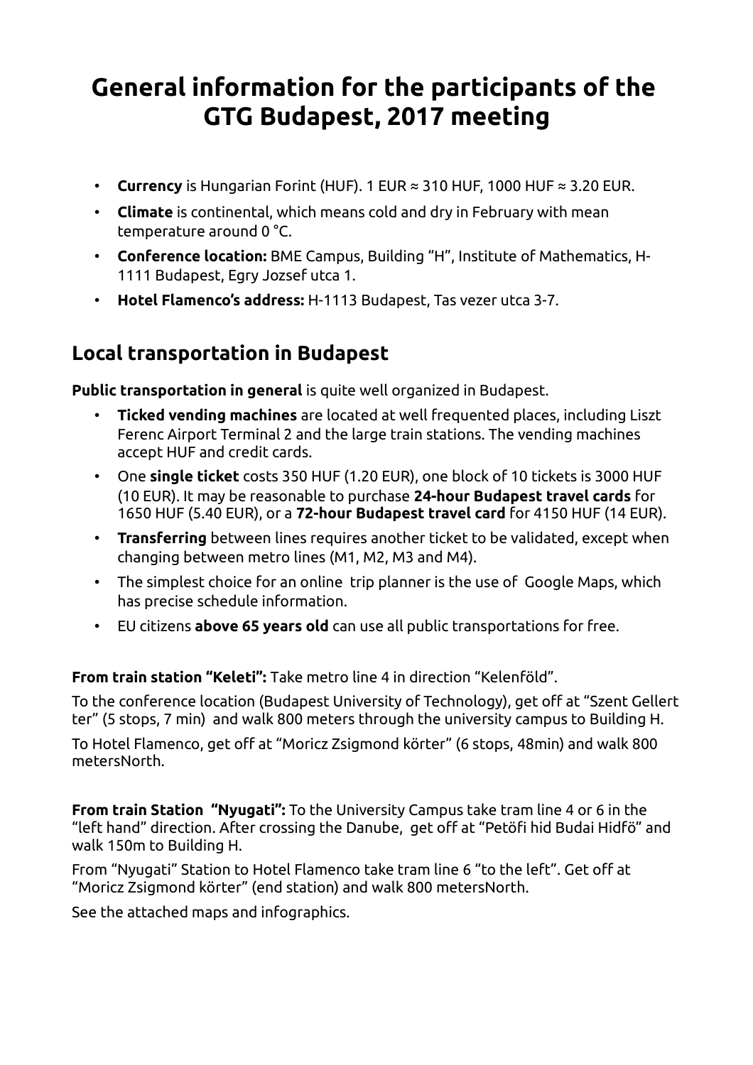# General information for the participants of the GTG Budapest, 2017 meeting

- **Currency** is Hungarian Forint (HUF). 1 EUR ≈ 310 HUF, 1000 HUF ≈ 3.20 EUR.
- **Climate** is continental, which means cold and dry in February with mean temperature around 0 °C.
- **Conference location:** BME Campus, Building "H", Institute of Mathematics, H-1111 Budapest, Egry Jozsef utca 1.
- **Hotel Flamenco's address:** H-1113 Budapest, Tas vezer utca 3-7.

## Local transportation in Budapest

**Public transportation in general** is quite well organized in Budapest.

- **Ticked vending machines** are located at well frequented places, including Liszt Ferenc Airport Terminal 2 and the large train stations. The vending machines accept HUF and credit cards.
- One **single ticket** costs 350 HUF (1.20 EUR), one block of 10 tickets is 3000 HUF (10 EUR). It may be reasonable to purchase **24-hour Budapest travel cards** for 1650 HUF (5.40 EUR), or a **72-hour Budapest travel card** for 4150 HUF (14 EUR).
- **Transferring** between lines requires another ticket to be validated, except when changing between metro lines (M1, M2, M3 and M4).
- The simplest choice for an online trip planner is the use of Google Maps, which has precise schedule information.
- EU citizens **above 65 years old** can use all public transportations for free.

**From train station "Keleti":** Take metro line 4 in direction "Kelenföld".

To the conference location (Budapest University of Technology), get off at "Szent Gellert ter" (5 stops, 7 min) and walk 800 meters through the university campus to Building H.

To Hotel Flamenco, get off at "Moricz Zsigmond körter" (6 stops, 48min) and walk 800 metersNorth.

**From train Station "Nyugati":** To the University Campus take tram line 4 or 6 in the "left hand" direction. After crossing the Danube, get off at "Petöfi hid Budai Hidfö" and walk 150m to Building H.

From "Nyugati" Station to Hotel Flamenco take tram line 6 "to the left". Get off at "Moricz Zsigmond körter" (end station) and walk 800 metersNorth.

See the attached maps and infographics.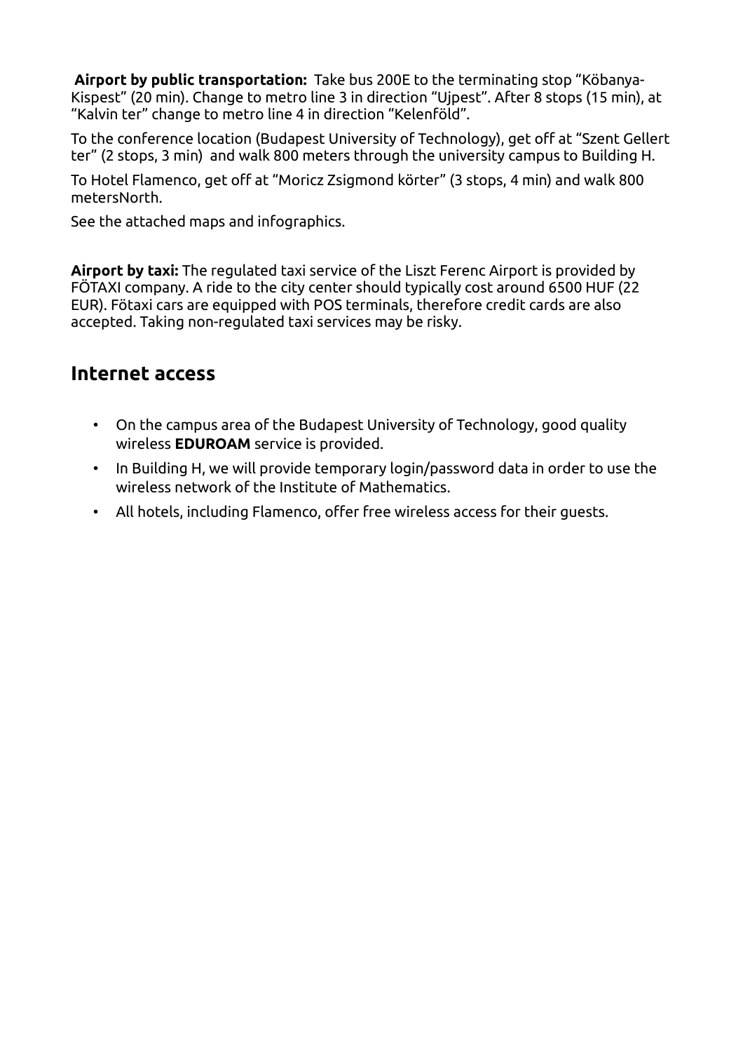**Airport by public transportation:** Take bus 200E to the terminating stop “Köbanya-Kispest” (20 min). Change to metro line 3 in direction “Ujpest”. After 8 stops (15 min), at “Kalvin ter” change to metro line 4 in direction “Kelenföld”.

To the conference location (Budapest University of Technology), get off at “Szent Gellert ter” (2 stops, 3 min) and walk 800 meters through the university campus to Building H.

To Hotel Flamenco, get off at “Moricz Zsigmond körter” (3 stops, 4 min) and walk 800 metersNorth.

See the attached maps and infographics.

**Airport by taxi:** The regulated taxi service of the Liszt Ferenc Airport is provided by FÖTAXI company. A ride to the city center should typically cost around 6500 HUF (22 EUR). Fötaxi cars are equipped with POS terminals, therefore credit cards are also accepted. Taking non-regulated taxi services may be risky.

## Internet access

- On the campus area of the Budapest University of Technology, good quality wireless **EDUROAM** service is provided.
- In Building H, we will provide temporary login/password data in order to use the wireless network of the Institute of Mathematics.
- All hotels, including Flamenco, offer free wireless access for their guests.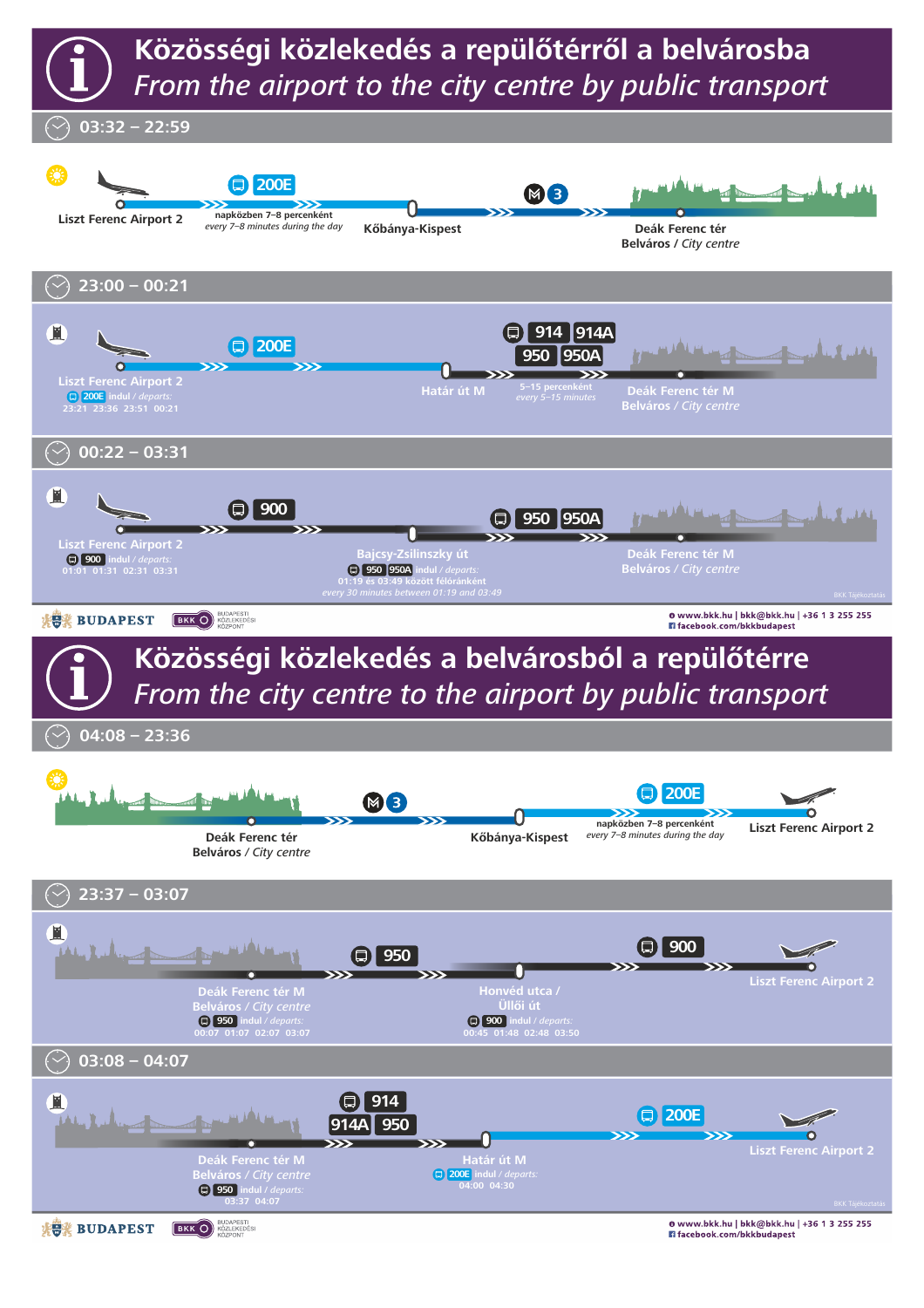# Közösségi közlekedés a repülőtérről a belvárosba
## *From the airport to the city centre by public transport*

### 03:32 – 22:59

Liszt Ferenc Airport 2 → **200E** (napközben 7–8 percenként / *every 7–8 minutes during the day*) → Kőbánya-Kispest → **M3** → Deák Ferenc tér, Belváros / *City centre*

### 23:00 – 00:21

Liszt Ferenc Airport 2 → **200E** → Határ út M → **914, 914A, 950, 950A** (5–15 percenként / *every 5–15 minutes*) → Deák Ferenc tér M, Belváros / *City centre*

200E indul / *departs*: 23:21 23:36 23:51 00:21

### 00:22 – 03:31

Liszt Ferenc Airport 2 → **900** → Bajcsy-Zsilinszky út → **950, 950A** → Deák Ferenc tér M, Belváros / *City centre*

900 indul / *departs*: 01:01 01:31 02:31 03:31

950 950A indul / *departs*: 01:19 és 03:49 között félóránként / *every 30 minutes between 01:19 and 03:49*

BKK Tájékoztatás

BUDAPEST | BKK BUDAPESTI KÖZLEKEDÉSI KÖZPONT

www.bkk.hu | bkk@bkk.hu | +36 1 3 255 255
facebook.com/bkkbudapest

# Közösségi közlekedés a belvárosból a repülőtérre
## *From the city centre to the airport by public transport*

### 04:08 – 23:36

Deák Ferenc tér, Belváros / *City centre* → **M3** → Kőbánya-Kispest → **200E** (napközben 7–8 percenként / *every 7–8 minutes during the day*) → Liszt Ferenc Airport 2

### 23:37 – 03:07

Deák Ferenc tér M, Belváros / *City centre* → **950** → Honvéd utca / Üllői út → **900** → Liszt Ferenc Airport 2

950 indul / *departs*: 00:07 01:07 02:07 03:07

900 indul / *departs*: 00:45 01:48 02:48 03:50

### 03:08 – 04:07

Deák Ferenc tér M, Belváros / *City centre* → **914, 914A, 950** → Határ út M → **200E** → Liszt Ferenc Airport 2

950 indul / *departs*: 03:37 04:07

200E indul / *departs*: 04:00 04:30

BKK Tájékoztatás

BUDAPEST | BKK BUDAPESTI KÖZLEKEDÉSI KÖZPONT

www.bkk.hu | bkk@bkk.hu | +36 1 3 255 255
facebook.com/bkkbudapest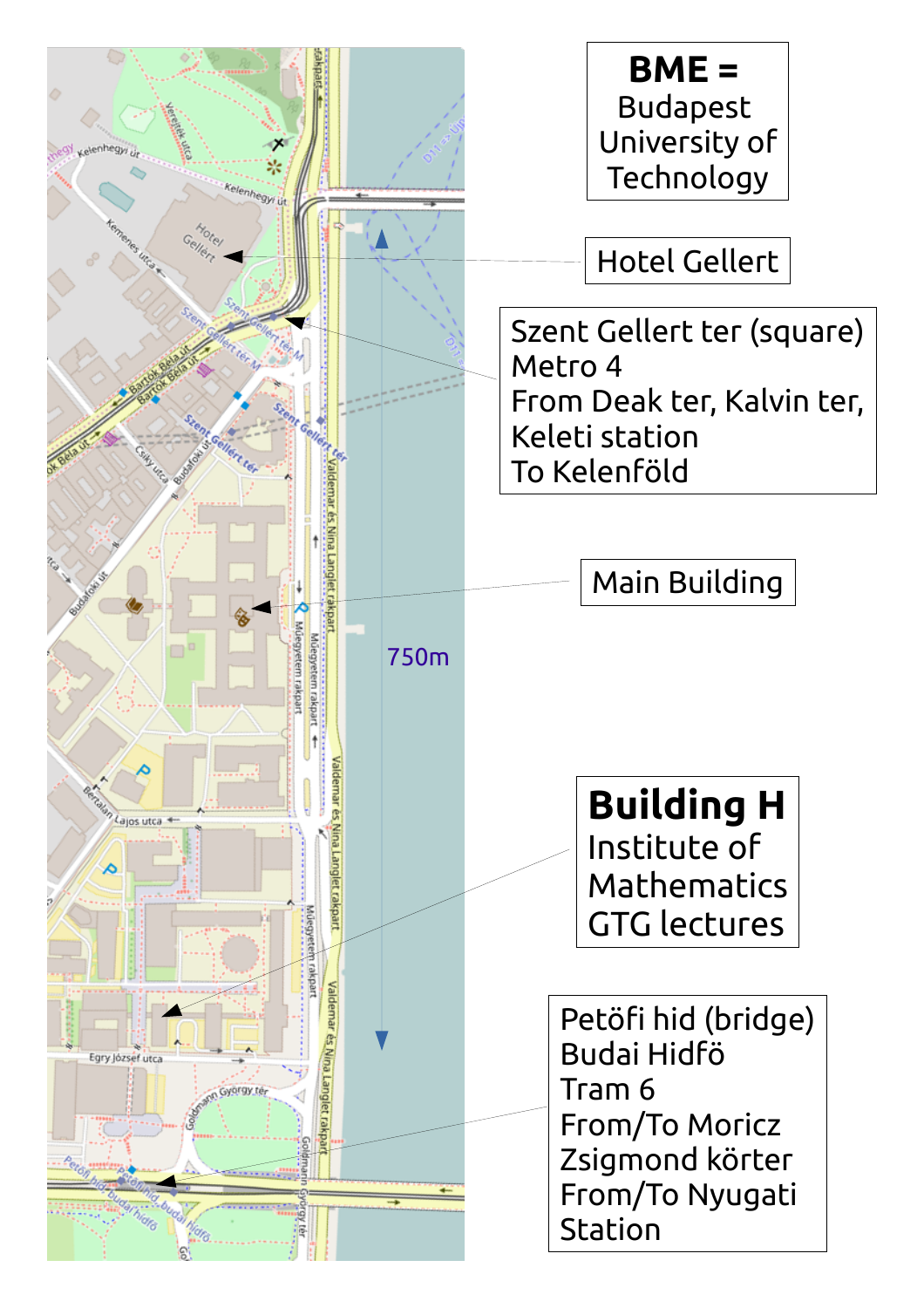**BME =**
Budapest University of Technology

Hotel Gellert

Szent Gellert ter (square)
Metro 4
From Deak ter, Kalvin ter, Keleti station
To Kelenföld

Main Building

750m

**Building H**
Institute of Mathematics
GTG lectures

Petőfi hid (bridge)
Budai Hidfö
Tram 6
From/To Moricz Zsigmond körter
From/To Nyugati Station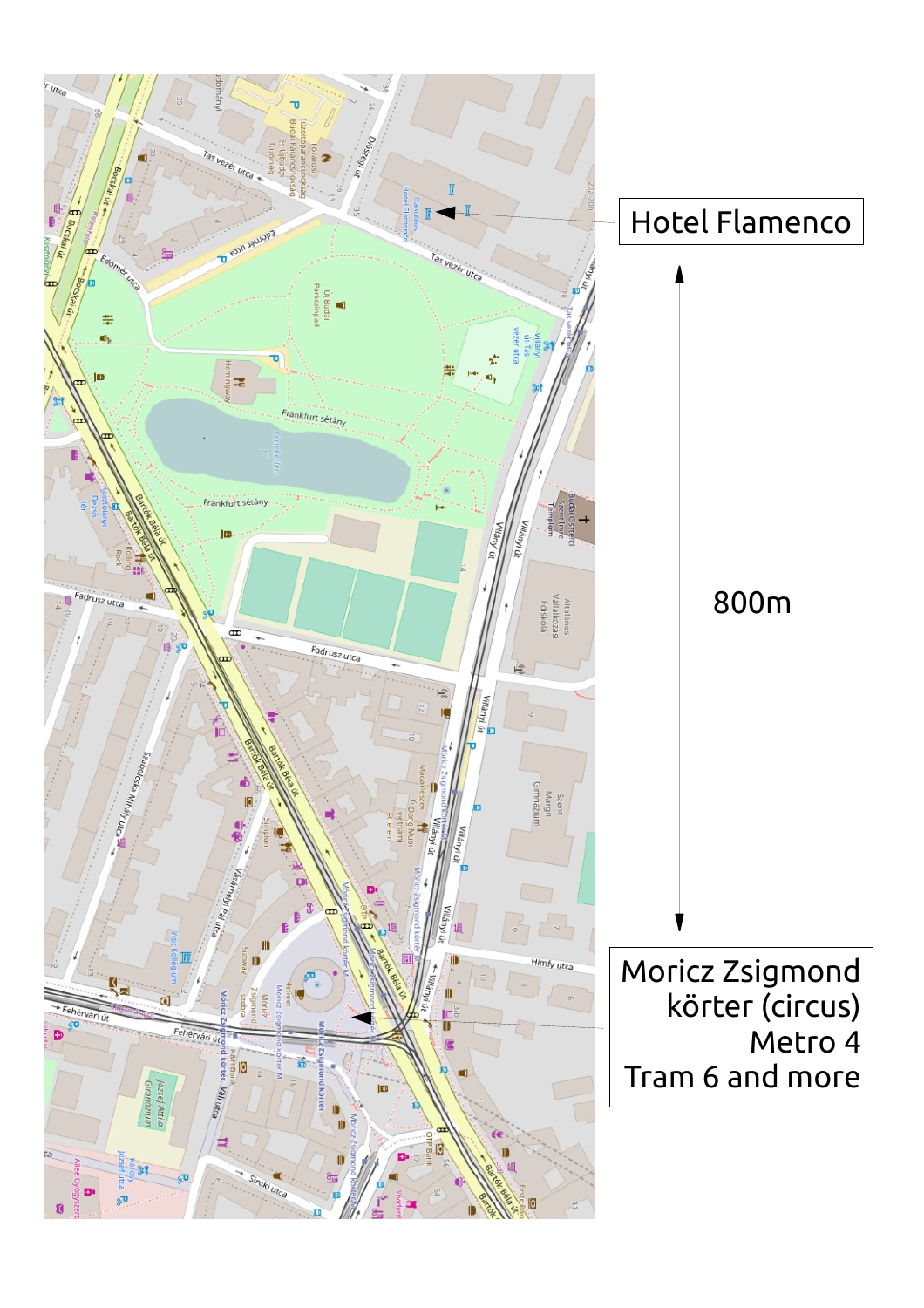Hotel Flamenco

800m

Moricz Zsigmond körter (circus)
Metro 4
Tram 6 and more